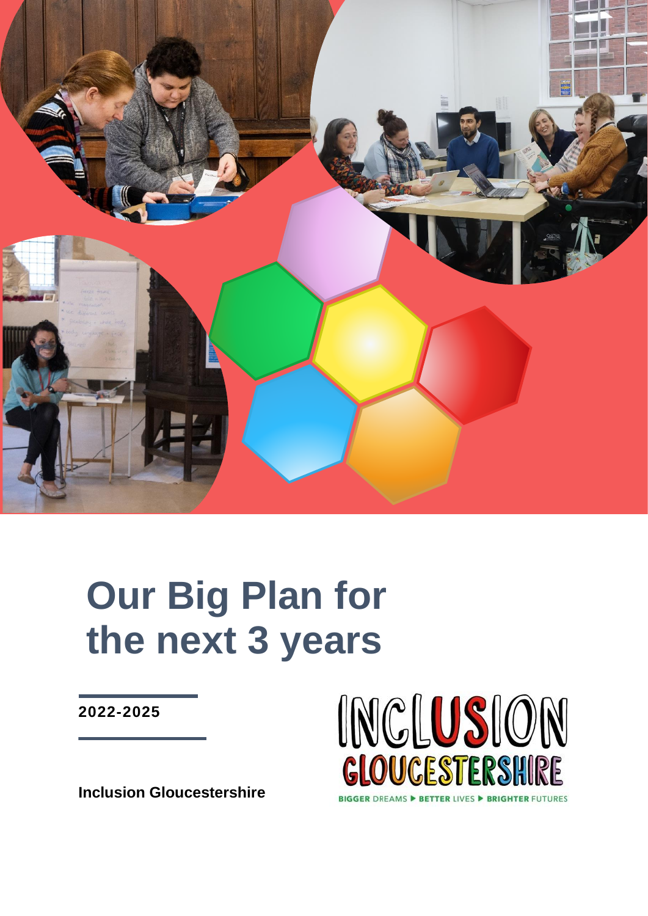# Our Big Plan for the next 3 years

**2022-2025**

**Inclusion Gloucestershire**

INCLUSION GLOUCESTERSHIRE

BIGGER DREAMS ▶ BETTER LIVES ▶ BRIGHTER FUTURES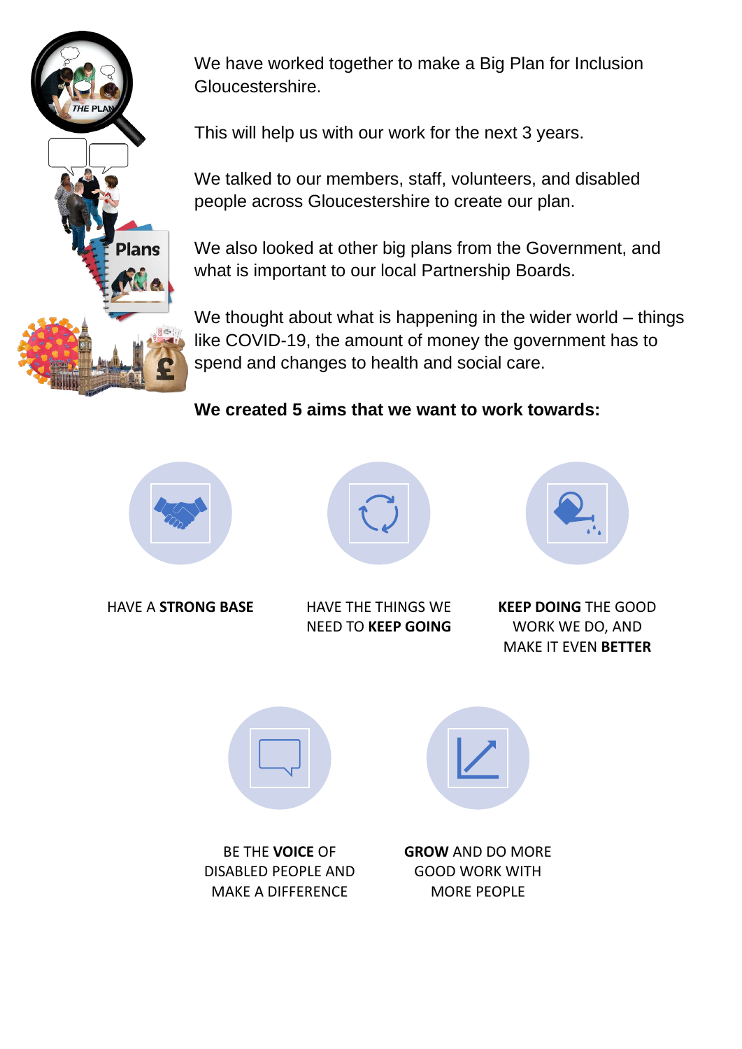We have worked together to make a Big Plan for Inclusion Gloucestershire.

This will help us with our work for the next 3 years.

We talked to our members, staff, volunteers, and disabled people across Gloucestershire to create our plan.

We also looked at other big plans from the Government, and what is important to our local Partnership Boards.

We thought about what is happening in the wider world – things like COVID-19, the amount of money the government has to spend and changes to health and social care.

**We created 5 aims that we want to work towards:**

HAVE A **STRONG BASE**

HAVE THE THINGS WE NEED TO **KEEP GOING**

**KEEP DOING** THE GOOD WORK WE DO, AND MAKE IT EVEN **BETTER**

BE THE **VOICE** OF DISABLED PEOPLE AND MAKE A DIFFERENCE

**GROW** AND DO MORE GOOD WORK WITH MORE PEOPLE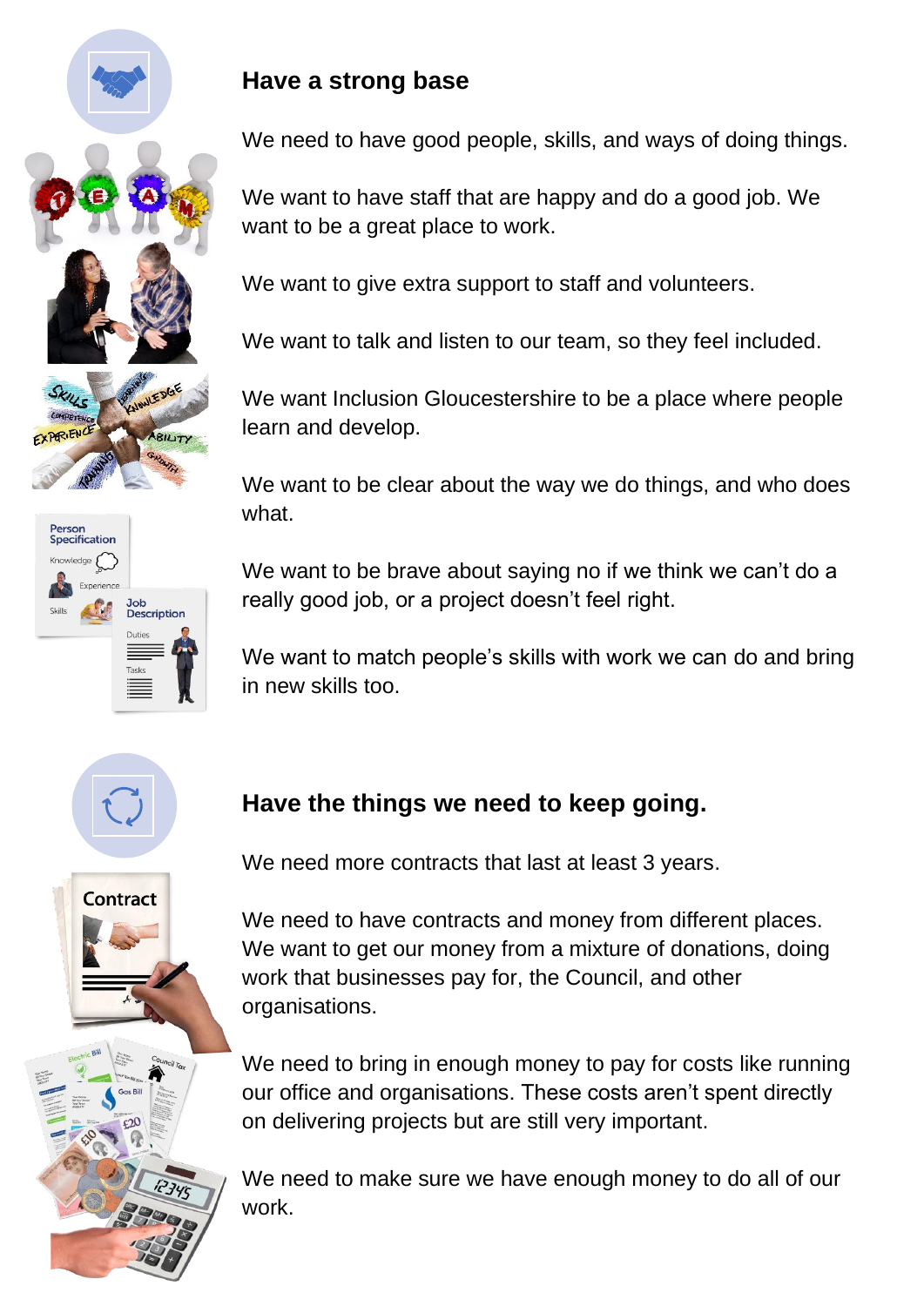## Have a strong base

We need to have good people, skills, and ways of doing things.

We want to have staff that are happy and do a good job. We want to be a great place to work.

We want to give extra support to staff and volunteers.

We want to talk and listen to our team, so they feel included.

We want Inclusion Gloucestershire to be a place where people learn and develop.

We want to be clear about the way we do things, and who does what.

We want to be brave about saying no if we think we can't do a really good job, or a project doesn't feel right.

We want to match people's skills with work we can do and bring in new skills too.

## Have the things we need to keep going.

We need more contracts that last at least 3 years.

We need to have contracts and money from different places. We want to get our money from a mixture of donations, doing work that businesses pay for, the Council, and other organisations.

We need to bring in enough money to pay for costs like running our office and organisations. These costs aren't spent directly on delivering projects but are still very important.

We need to make sure we have enough money to do all of our work.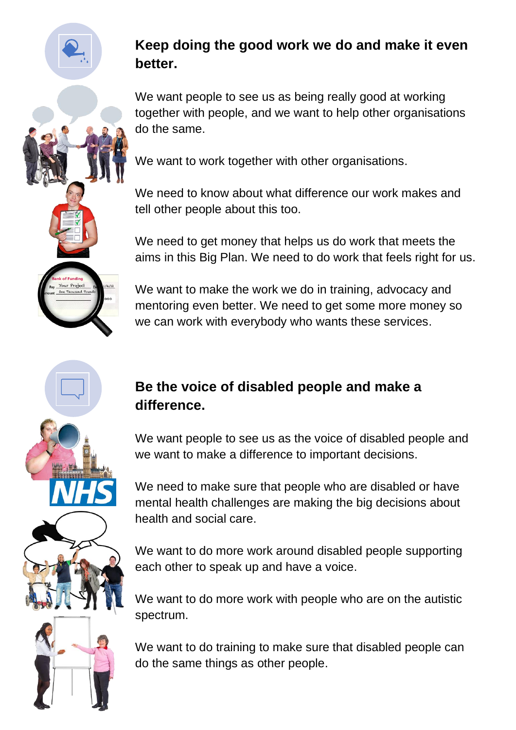## Keep doing the good work we do and make it even better.

We want people to see us as being really good at working together with people, and we want to help other organisations do the same.

We want to work together with other organisations.

We need to know about what difference our work makes and tell other people about this too.

We need to get money that helps us do work that meets the aims in this Big Plan. We need to do work that feels right for us.

We want to make the work we do in training, advocacy and mentoring even better. We need to get some more money so we can work with everybody who wants these services.

## Be the voice of disabled people and make a difference.

We want people to see us as the voice of disabled people and we want to make a difference to important decisions.

We need to make sure that people who are disabled or have mental health challenges are making the big decisions about health and social care.

We want to do more work around disabled people supporting each other to speak up and have a voice.

We want to do more work with people who are on the autistic spectrum.

We want to do training to make sure that disabled people can do the same things as other people.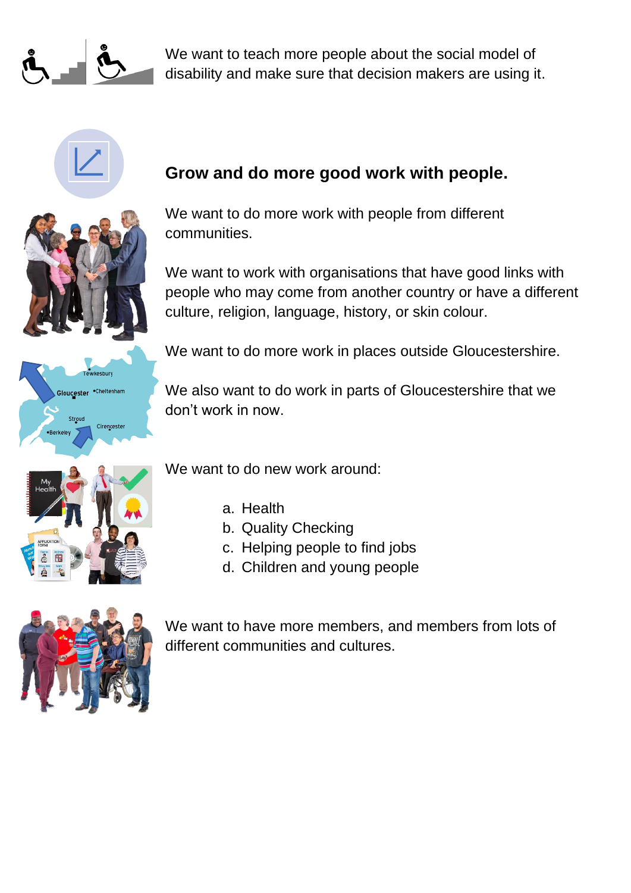We want to teach more people about the social model of disability and make sure that decision makers are using it.

## Grow and do more good work with people.

We want to do more work with people from different communities.

We want to work with organisations that have good links with people who may come from another country or have a different culture, religion, language, history, or skin colour.

We want to do more work in places outside Gloucestershire.

We also want to do work in parts of Gloucestershire that we don't work in now.

We want to do new work around:

a. Health
b. Quality Checking
c. Helping people to find jobs
d. Children and young people

We want to have more members, and members from lots of different communities and cultures.